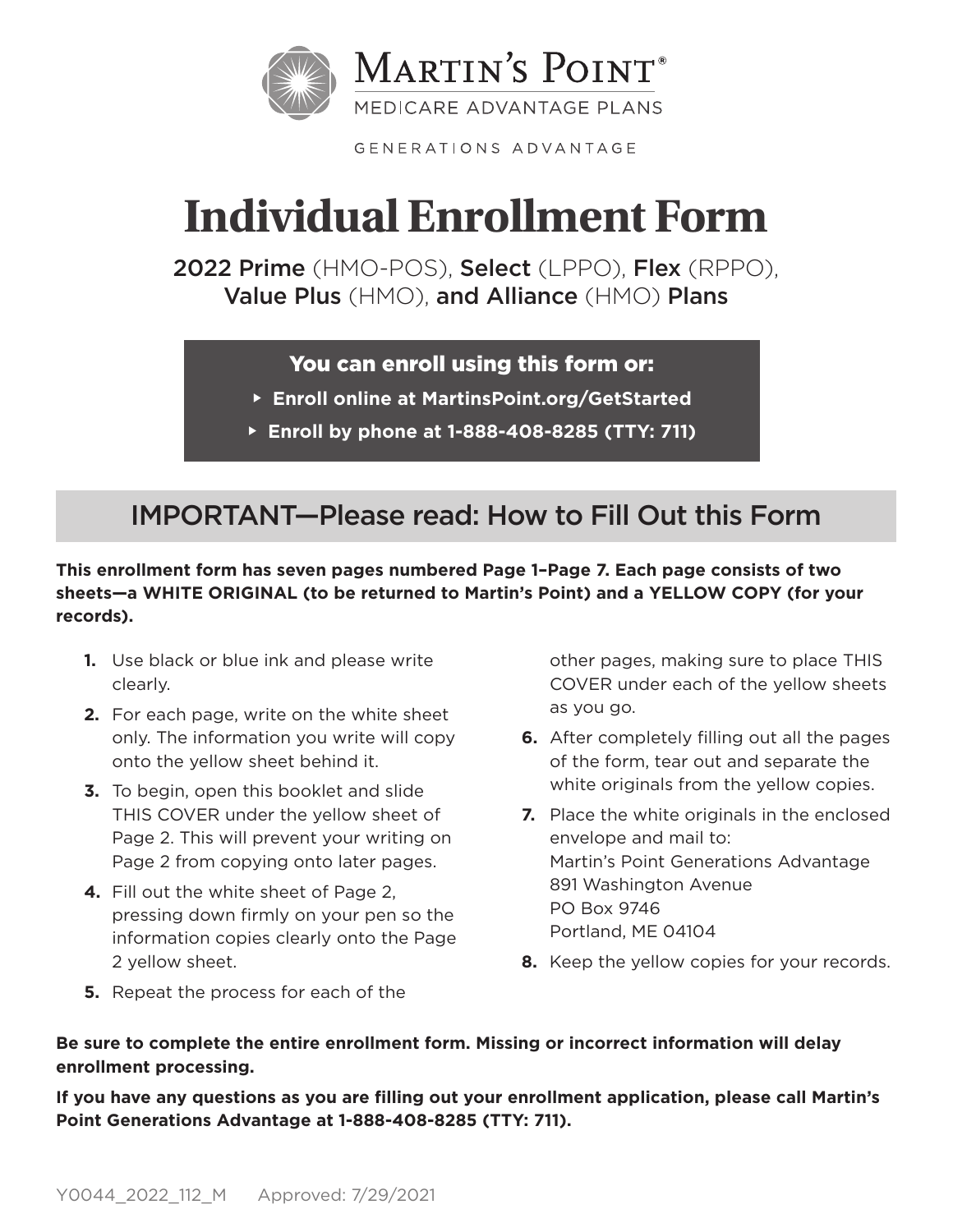MARTIN'S POINT®

MEDICARE ADVANTAGE PLANS

GENERATIONS ADVANTAGE

# Individual Enrollment Form

**2022 Prime** (HMO-POS), **Select** (LPPO), **Flex** (RPPO), **Value Plus** (HMO), **and Alliance** (HMO) **Plans**

**You can enroll using this form or:**

- **Enroll online at MartinsPoint.org/GetStarted**
- **Enroll by phone at 1-888-408-8285 (TTY: 711)**

## IMPORTANT—Please read: How to Fill Out this Form

**This enrollment form has seven pages numbered Page 1–Page 7. Each page consists of two sheets—a WHITE ORIGINAL (to be returned to Martin's Point) and a YELLOW COPY (for your records).**

1. Use black or blue ink and please write clearly.
2. For each page, write on the white sheet only. The information you write will copy onto the yellow sheet behind it.
3. To begin, open this booklet and slide THIS COVER under the yellow sheet of Page 2. This will prevent your writing on Page 2 from copying onto later pages.
4. Fill out the white sheet of Page 2, pressing down firmly on your pen so the information copies clearly onto the Page 2 yellow sheet.
5. Repeat the process for each of the other pages, making sure to place THIS COVER under each of the yellow sheets as you go.
6. After completely filling out all the pages of the form, tear out and separate the white originals from the yellow copies.
7. Place the white originals in the enclosed envelope and mail to:
   Martin's Point Generations Advantage
   891 Washington Avenue
   PO Box 9746
   Portland, ME 04104
8. Keep the yellow copies for your records.

**Be sure to complete the entire enrollment form. Missing or incorrect information will delay enrollment processing.**

**If you have any questions as you are filling out your enrollment application, please call Martin's Point Generations Advantage at 1-888-408-8285 (TTY: 711).**

Y0044_2022_112_M Approved: 7/29/2021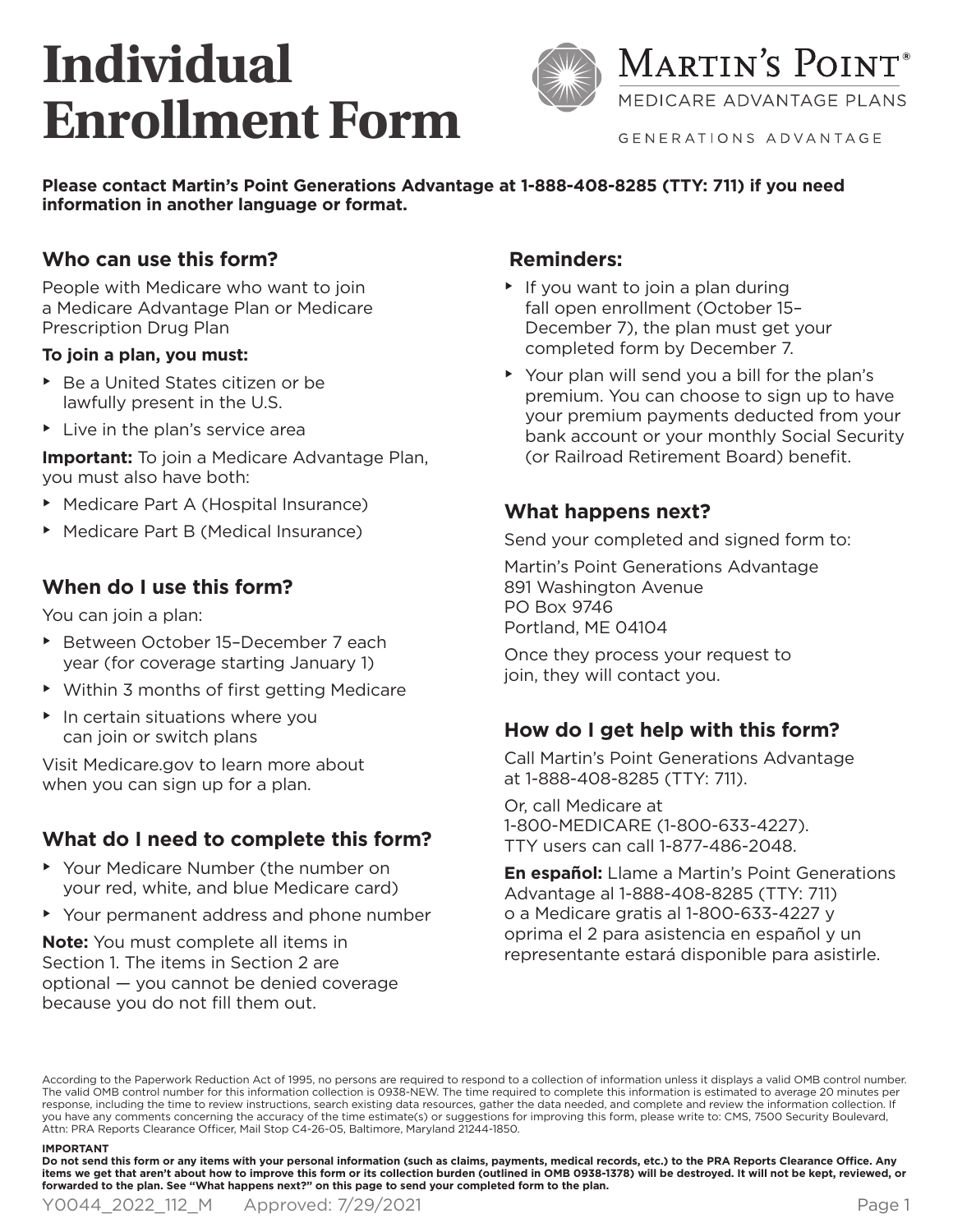# Individual Enrollment Form

MARTIN'S POINT® MEDICARE ADVANTAGE PLANS

GENERATIONS ADVANTAGE

**Please contact Martin's Point Generations Advantage at 1-888-408-8285 (TTY: 711) if you need information in another language or format.**

## Who can use this form?

People with Medicare who want to join a Medicare Advantage Plan or Medicare Prescription Drug Plan

**To join a plan, you must:**

- Be a United States citizen or be lawfully present in the U.S.
- Live in the plan's service area

**Important:** To join a Medicare Advantage Plan, you must also have both:

- Medicare Part A (Hospital Insurance)
- Medicare Part B (Medical Insurance)

## When do I use this form?

You can join a plan:

- Between October 15–December 7 each year (for coverage starting January 1)
- Within 3 months of first getting Medicare
- In certain situations where you can join or switch plans

Visit Medicare.gov to learn more about when you can sign up for a plan.

## What do I need to complete this form?

- Your Medicare Number (the number on your red, white, and blue Medicare card)
- Your permanent address and phone number

**Note:** You must complete all items in Section 1. The items in Section 2 are optional — you cannot be denied coverage because you do not fill them out.

## Reminders:

- If you want to join a plan during fall open enrollment (October 15–December 7), the plan must get your completed form by December 7.
- Your plan will send you a bill for the plan's premium. You can choose to sign up to have your premium payments deducted from your bank account or your monthly Social Security (or Railroad Retirement Board) benefit.

## What happens next?

Send your completed and signed form to:

Martin's Point Generations Advantage
891 Washington Avenue
PO Box 9746
Portland, ME 04104

Once they process your request to join, they will contact you.

## How do I get help with this form?

Call Martin's Point Generations Advantage at 1-888-408-8285 (TTY: 711).

Or, call Medicare at 1-800-MEDICARE (1-800-633-4227). TTY users can call 1-877-486-2048.

**En español:** Llame a Martin's Point Generations Advantage al 1-888-408-8285 (TTY: 711) o a Medicare gratis al 1-800-633-4227 y oprima el 2 para asistencia en español y un representante estará disponible para asistirle.

According to the Paperwork Reduction Act of 1995, no persons are required to respond to a collection of information unless it displays a valid OMB control number. The valid OMB control number for this information collection is 0938-NEW. The time required to complete this information is estimated to average 20 minutes per response, including the time to review instructions, search existing data resources, gather the data needed, and complete and review the information collection. If you have any comments concerning the accuracy of the time estimate(s) or suggestions for improving this form, please write to: CMS, 7500 Security Boulevard, Attn: PRA Reports Clearance Officer, Mail Stop C4-26-05, Baltimore, Maryland 21244-1850.

**IMPORTANT**

**Do not send this form or any items with your personal information (such as claims, payments, medical records, etc.) to the PRA Reports Clearance Office. Any items we get that aren't about how to improve this form or its collection burden (outlined in OMB 0938-1378) will be destroyed. It will not be kept, reviewed, or forwarded to the plan. See "What happens next?" on this page to send your completed form to the plan.**

Y0044_2022_112_M Approved: 7/29/2021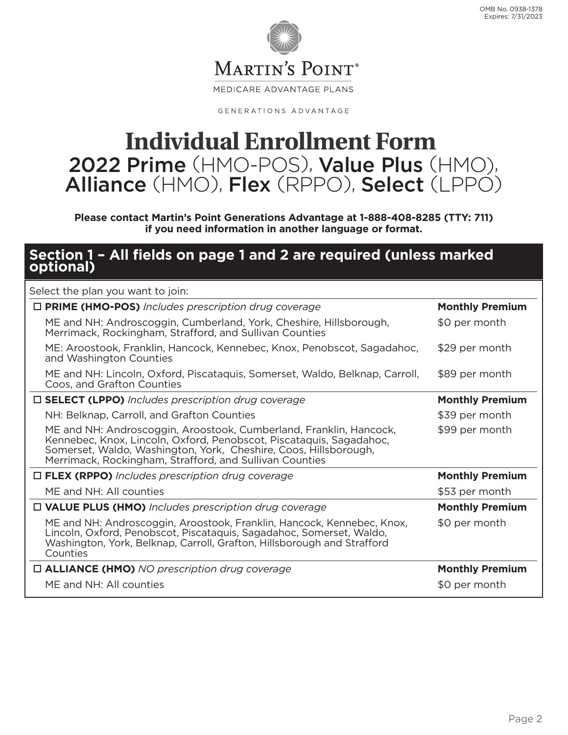OMB No. 0938-1378
Expires: 7/31/2023

MARTIN'S POINT®

MEDICARE ADVANTAGE PLANS

GENERATIONS ADVANTAGE

# Individual Enrollment Form

## 2022 Prime (HMO-POS), Value Plus (HMO), Alliance (HMO), Flex (RPPO), Select (LPPO)

**Please contact Martin's Point Generations Advantage at 1-888-408-8285 (TTY: 711) if you need information in another language or format.**

## Section 1 – All fields on page 1 and 2 are required (unless marked optional)

Select the plan you want to join:

| | |
|---|---|
| ☐ **PRIME (HMO-POS)** *Includes prescription drug coverage* | **Monthly Premium** |
| ME and NH: Androscoggin, Cumberland, York, Cheshire, Hillsborough, Merrimack, Rockingham, Strafford, and Sullivan Counties | $0 per month |
| ME: Aroostook, Franklin, Hancock, Kennebec, Knox, Penobscot, Sagadahoc, and Washington Counties | $29 per month |
| ME and NH: Lincoln, Oxford, Piscataquis, Somerset, Waldo, Belknap, Carroll, Coos, and Grafton Counties | $89 per month |
| ☐ **SELECT (LPPO)** *Includes prescription drug coverage* | **Monthly Premium** |
| NH: Belknap, Carroll, and Grafton Counties | $39 per month |
| ME and NH: Androscoggin, Aroostook, Cumberland, Franklin, Hancock, Kennebec, Knox, Lincoln, Oxford, Penobscot, Piscataquis, Sagadahoc, Somerset, Waldo, Washington, York, Cheshire, Coos, Hillsborough, Merrimack, Rockingham, Strafford, and Sullivan Counties | $99 per month |
| ☐ **FLEX (RPPO)** *Includes prescription drug coverage* | **Monthly Premium** |
| ME and NH: All counties | $53 per month |
| ☐ **VALUE PLUS (HMO)** *Includes prescription drug coverage* | **Monthly Premium** |
| ME and NH: Androscoggin, Aroostook, Franklin, Hancock, Kennebec, Knox, Lincoln, Oxford, Penobscot, Piscataquis, Sagadahoc, Somerset, Waldo, Washington, York, Belknap, Carroll, Grafton, Hillsborough and Strafford Counties | $0 per month |
| ☐ **ALLIANCE (HMO)** *NO prescription drug coverage* | **Monthly Premium** |
| ME and NH: All counties | $0 per month |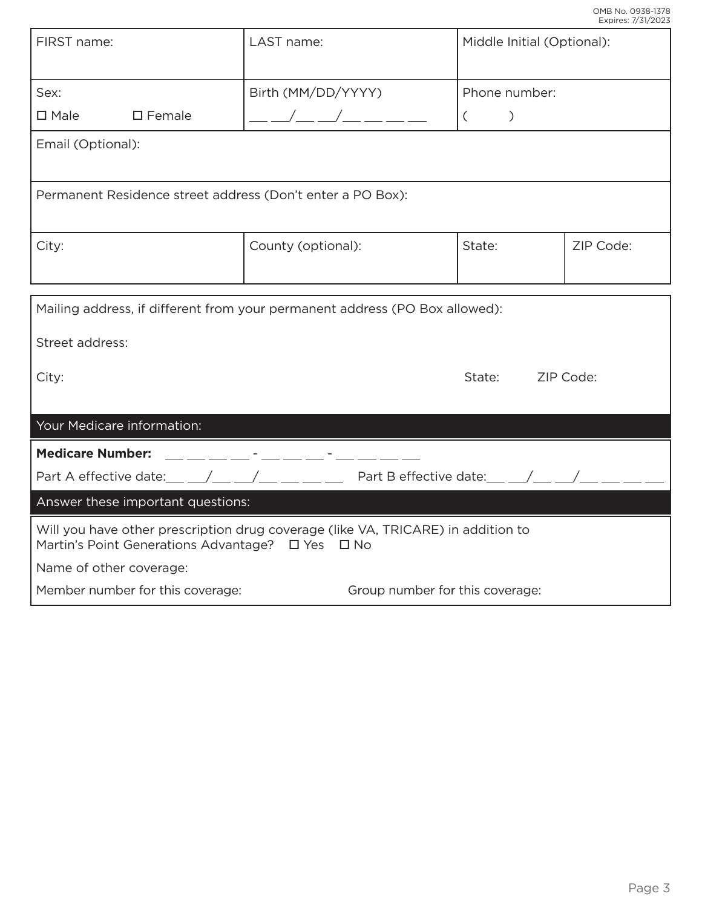OMB No. 0938-1378
Expires: 7/31/2023

| FIRST name: | LAST name: | Middle Initial (Optional): | |
|---|---|---|---|
| Sex: ☐ Male ☐ Female | Birth (MM/DD/YYYY) ___ ___/___ ___/___ ___ ___ ___ | Phone number: (      ) | |
| Email (Optional): | | | |
| Permanent Residence street address (Don't enter a PO Box): | | | |
| City: | County (optional): | State: | ZIP Code: |

Mailing address, if different from your permanent address (PO Box allowed):

Street address:

City: State: ZIP Code:

## Your Medicare information:

**Medicare Number:** ___ ___ ___ ___ - ___ ___ ___ - ___ ___ ___ ___

Part A effective date: ___ ___/___ ___/___ ___ ___ ___ Part B effective date: ___ ___/___ ___/___ ___ ___ ___

## Answer these important questions:

Will you have other prescription drug coverage (like VA, TRICARE) in addition to Martin's Point Generations Advantage? ☐ Yes ☐ No

Name of other coverage:

Member number for this coverage: Group number for this coverage: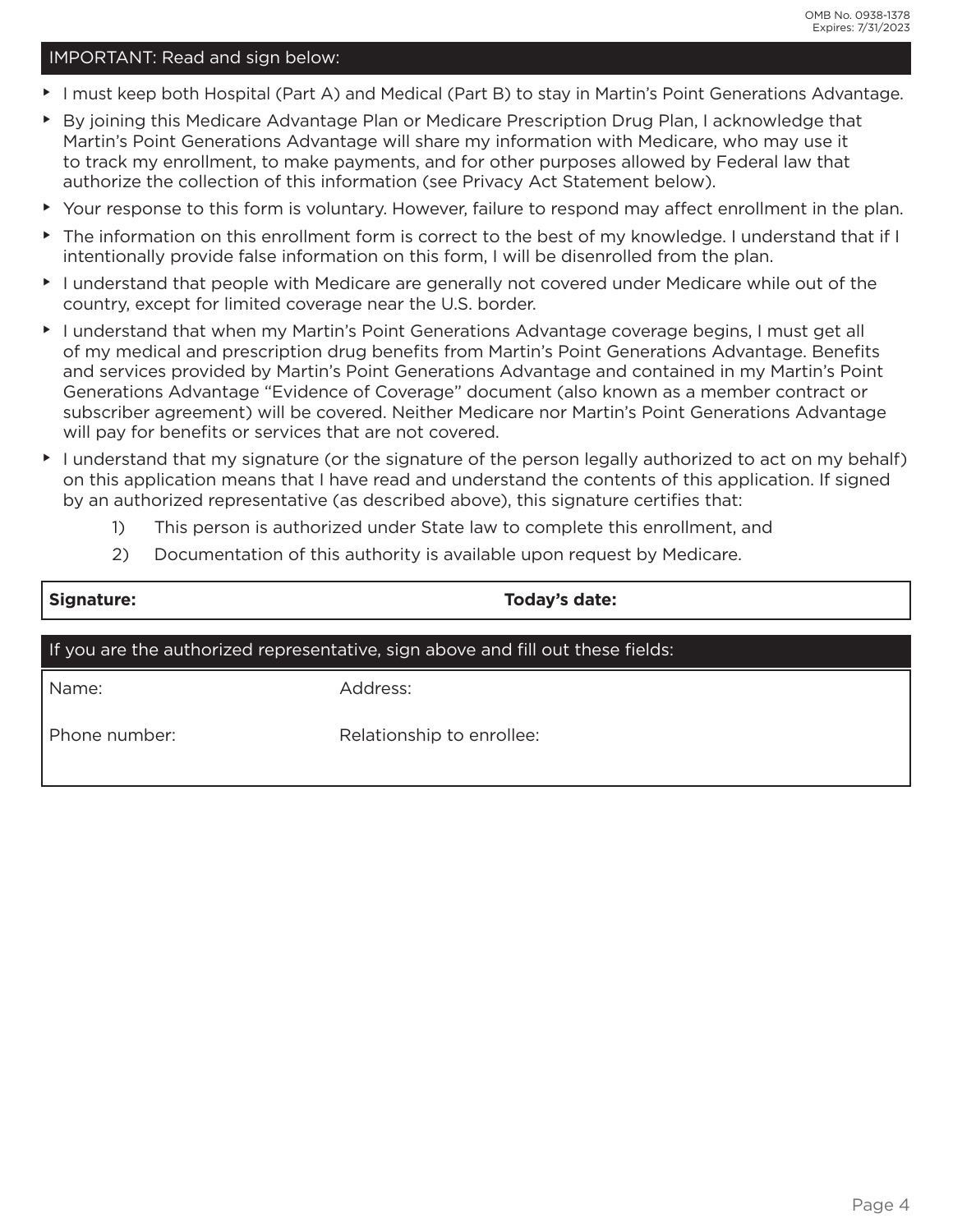OMB No. 0938-1378
Expires: 7/31/2023

## IMPORTANT: Read and sign below:

- I must keep both Hospital (Part A) and Medical (Part B) to stay in Martin's Point Generations Advantage.
- By joining this Medicare Advantage Plan or Medicare Prescription Drug Plan, I acknowledge that Martin's Point Generations Advantage will share my information with Medicare, who may use it to track my enrollment, to make payments, and for other purposes allowed by Federal law that authorize the collection of this information (see Privacy Act Statement below).
- Your response to this form is voluntary. However, failure to respond may affect enrollment in the plan.
- The information on this enrollment form is correct to the best of my knowledge. I understand that if I intentionally provide false information on this form, I will be disenrolled from the plan.
- I understand that people with Medicare are generally not covered under Medicare while out of the country, except for limited coverage near the U.S. border.
- I understand that when my Martin's Point Generations Advantage coverage begins, I must get all of my medical and prescription drug benefits from Martin's Point Generations Advantage. Benefits and services provided by Martin's Point Generations Advantage and contained in my Martin's Point Generations Advantage "Evidence of Coverage" document (also known as a member contract or subscriber agreement) will be covered. Neither Medicare nor Martin's Point Generations Advantage will pay for benefits or services that are not covered.
- I understand that my signature (or the signature of the person legally authorized to act on my behalf) on this application means that I have read and understand the contents of this application. If signed by an authorized representative (as described above), this signature certifies that:
  1) This person is authorized under State law to complete this enrollment, and
  2) Documentation of this authority is available upon request by Medicare.

| **Signature:** | **Today's date:** |
| --- | --- |

## If you are the authorized representative, sign above and fill out these fields:

| Name: | Address: |
| --- | --- |
| Phone number: | Relationship to enrollee: |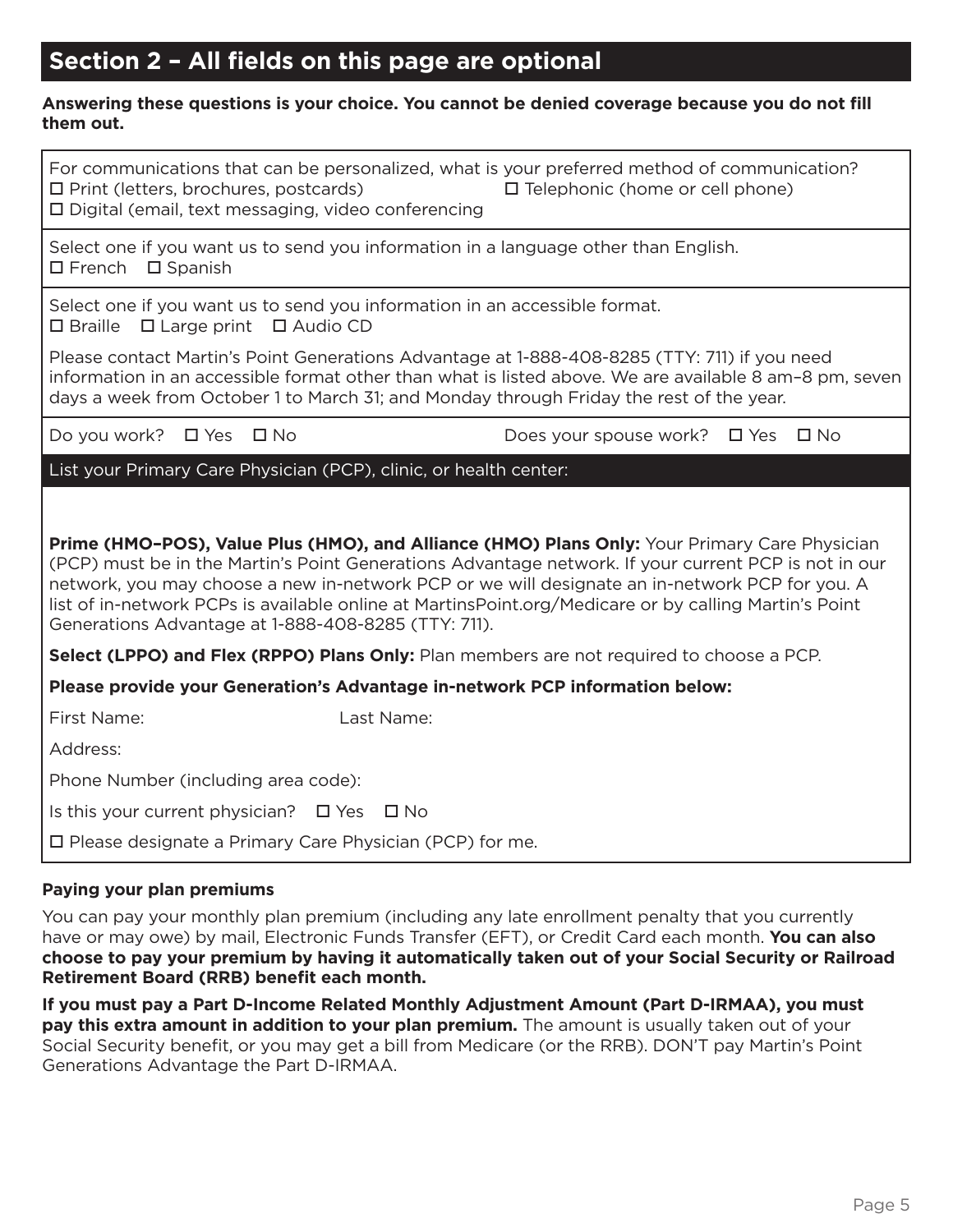## Section 2 – All fields on this page are optional

**Answering these questions is your choice. You cannot be denied coverage because you do not fill them out.**

For communications that can be personalized, what is your preferred method of communication?

☐ Print (letters, brochures, postcards) ☐ Telephonic (home or cell phone)

☐ Digital (email, text messaging, video conferencing

Select one if you want us to send you information in a language other than English.

☐ French ☐ Spanish

Select one if you want us to send you information in an accessible format.

☐ Braille ☐ Large print ☐ Audio CD

Please contact Martin's Point Generations Advantage at 1-888-408-8285 (TTY: 711) if you need information in an accessible format other than what is listed above. We are available 8 am–8 pm, seven days a week from October 1 to March 31; and Monday through Friday the rest of the year.

Do you work? ☐ Yes ☐ No Does your spouse work? ☐ Yes ☐ No

### List your Primary Care Physician (PCP), clinic, or health center:

**Prime (HMO–POS), Value Plus (HMO), and Alliance (HMO) Plans Only:** Your Primary Care Physician (PCP) must be in the Martin's Point Generations Advantage network. If your current PCP is not in our network, you may choose a new in-network PCP or we will designate an in-network PCP for you. A list of in-network PCPs is available online at MartinsPoint.org/Medicare or by calling Martin's Point Generations Advantage at 1-888-408-8285 (TTY: 711).

**Select (LPPO) and Flex (RPPO) Plans Only:** Plan members are not required to choose a PCP.

**Please provide your Generation's Advantage in-network PCP information below:**

First Name: Last Name:

Address:

Phone Number (including area code):

Is this your current physician? ☐ Yes ☐ No

☐ Please designate a Primary Care Physician (PCP) for me.

**Paying your plan premiums**

You can pay your monthly plan premium (including any late enrollment penalty that you currently have or may owe) by mail, Electronic Funds Transfer (EFT), or Credit Card each month. **You can also choose to pay your premium by having it automatically taken out of your Social Security or Railroad Retirement Board (RRB) benefit each month.**

**If you must pay a Part D-Income Related Monthly Adjustment Amount (Part D-IRMAA), you must pay this extra amount in addition to your plan premium.** The amount is usually taken out of your Social Security benefit, or you may get a bill from Medicare (or the RRB). DON'T pay Martin's Point Generations Advantage the Part D-IRMAA.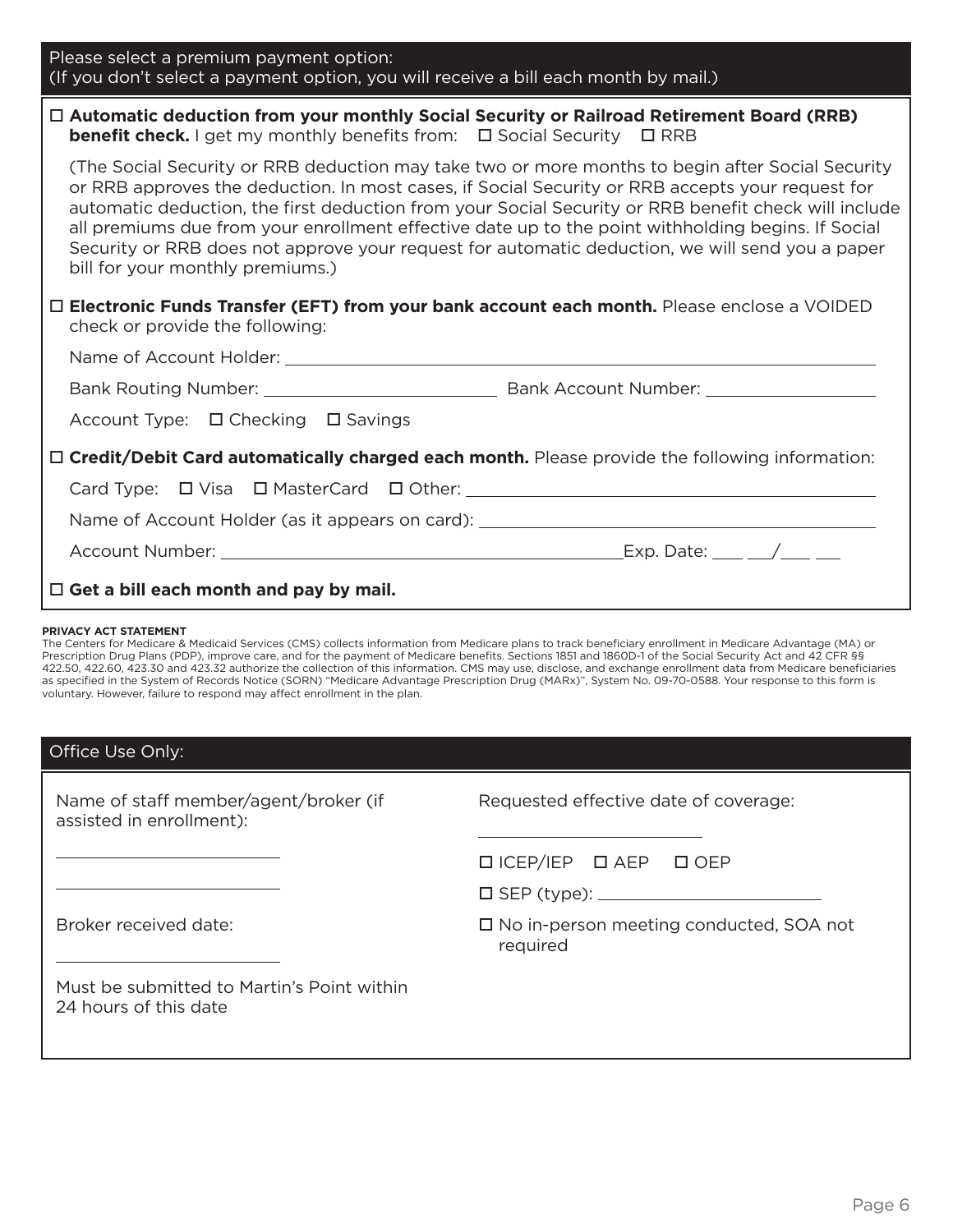## Please select a premium payment option:
(If you don't select a payment option, you will receive a bill each month by mail.)

☐ **Automatic deduction from your monthly Social Security or Railroad Retirement Board (RRB) benefit check.** I get my monthly benefits from: ☐ Social Security ☐ RRB

(The Social Security or RRB deduction may take two or more months to begin after Social Security or RRB approves the deduction. In most cases, if Social Security or RRB accepts your request for automatic deduction, the first deduction from your Social Security or RRB benefit check will include all premiums due from your enrollment effective date up to the point withholding begins. If Social Security or RRB does not approve your request for automatic deduction, we will send you a paper bill for your monthly premiums.)

☐ **Electronic Funds Transfer (EFT) from your bank account each month.** Please enclose a VOIDED check or provide the following:

Name of Account Holder: ______________________________

Bank Routing Number: ____________________ Bank Account Number: ____________________

Account Type: ☐ Checking ☐ Savings

☐ **Credit/Debit Card automatically charged each month.** Please provide the following information:

Card Type: ☐ Visa ☐ MasterCard ☐ Other: ______________________________

Name of Account Holder (as it appears on card): ______________________________

Account Number: ______________________________ Exp. Date: ___ ___/___ ___

☐ **Get a bill each month and pay by mail.**

**PRIVACY ACT STATEMENT**

The Centers for Medicare & Medicaid Services (CMS) collects information from Medicare plans to track beneficiary enrollment in Medicare Advantage (MA) or Prescription Drug Plans (PDP), improve care, and for the payment of Medicare benefits. Sections 1851 and 1860D-1 of the Social Security Act and 42 CFR §§ 422.50, 422.60, 423.30 and 423.32 authorize the collection of this information. CMS may use, disclose, and exchange enrollment data from Medicare beneficiaries as specified in the System of Records Notice (SORN) "Medicare Advantage Prescription Drug (MARx)", System No. 09-70-0588. Your response to this form is voluntary. However, failure to respond may affect enrollment in the plan.

## Office Use Only:

Name of staff member/agent/broker (if assisted in enrollment):

____________________

____________________

Broker received date:

____________________

Must be submitted to Martin's Point within 24 hours of this date

Requested effective date of coverage:

____________________

☐ ICEP/IEP ☐ AEP ☐ OEP

☐ SEP (type): ____________________

☐ No in-person meeting conducted, SOA not required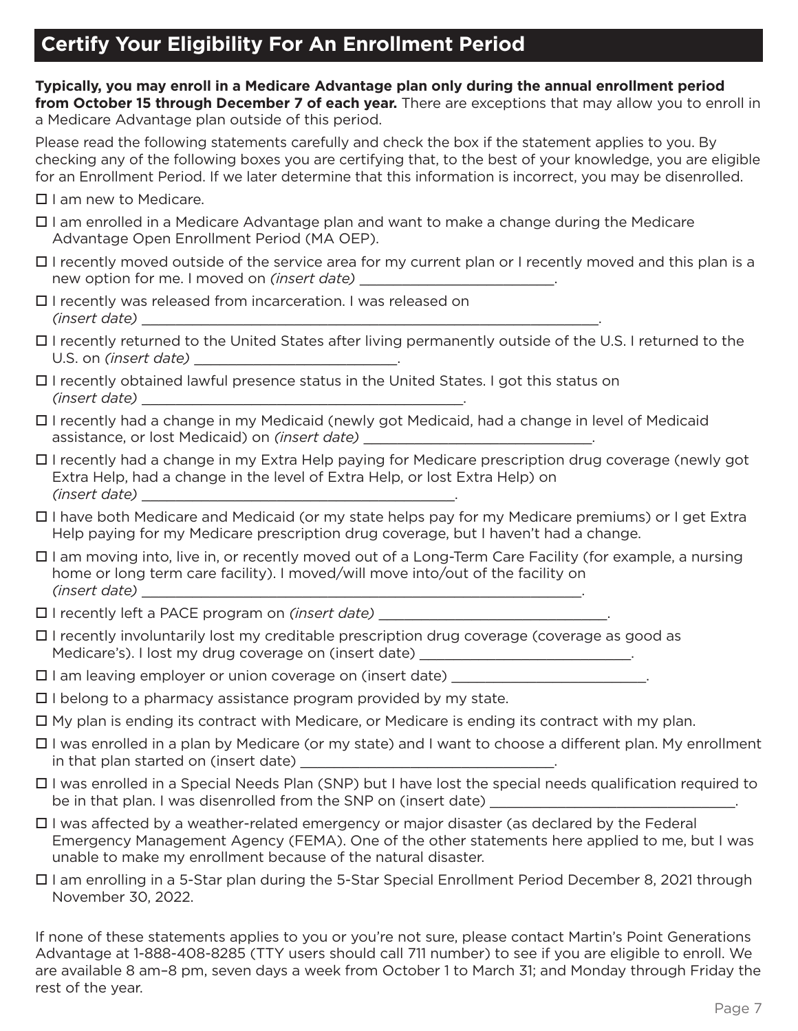## Certify Your Eligibility For An Enrollment Period

**Typically, you may enroll in a Medicare Advantage plan only during the annual enrollment period from October 15 through December 7 of each year.** There are exceptions that may allow you to enroll in a Medicare Advantage plan outside of this period.

Please read the following statements carefully and check the box if the statement applies to you. By checking any of the following boxes you are certifying that, to the best of your knowledge, you are eligible for an Enrollment Period. If we later determine that this information is incorrect, you may be disenrolled.

- ☐ I am new to Medicare.
- ☐ I am enrolled in a Medicare Advantage plan and want to make a change during the Medicare Advantage Open Enrollment Period (MA OEP).
- ☐ I recently moved outside of the service area for my current plan or I recently moved and this plan is a new option for me. I moved on *(insert date)* \_\_\_\_\_\_\_\_\_\_\_\_\_\_\_\_\_\_\_\_\_\_\_\_.
- ☐ I recently was released from incarceration. I was released on *(insert date)* \_\_\_\_\_\_\_\_\_\_\_\_\_\_\_\_\_\_\_\_\_\_\_\_\_\_\_\_\_\_\_\_\_\_\_\_\_\_\_\_\_\_\_\_\_\_\_\_\_\_\_\_.
- ☐ I recently returned to the United States after living permanently outside of the U.S. I returned to the U.S. on *(insert date)* \_\_\_\_\_\_\_\_\_\_\_\_\_\_\_\_\_\_\_\_\_\_\_\_.
- ☐ I recently obtained lawful presence status in the United States. I got this status on *(insert date)* \_\_\_\_\_\_\_\_\_\_\_\_\_\_\_\_\_\_\_\_\_\_\_\_\_\_\_\_\_\_\_\_\_\_\_\_\_\_.
- ☐ I recently had a change in my Medicaid (newly got Medicaid, had a change in level of Medicaid assistance, or lost Medicaid) on *(insert date)* \_\_\_\_\_\_\_\_\_\_\_\_\_\_\_\_\_\_\_\_\_\_\_\_\_\_\_\_.
- ☐ I recently had a change in my Extra Help paying for Medicare prescription drug coverage (newly got Extra Help, had a change in the level of Extra Help, or lost Extra Help) on *(insert date)* \_\_\_\_\_\_\_\_\_\_\_\_\_\_\_\_\_\_\_\_\_\_\_\_\_\_\_\_\_\_\_\_\_\_\_\_\_\_.
- ☐ I have both Medicare and Medicaid (or my state helps pay for my Medicare premiums) or I get Extra Help paying for my Medicare prescription drug coverage, but I haven't had a change.
- ☐ I am moving into, live in, or recently moved out of a Long-Term Care Facility (for example, a nursing home or long term care facility). I moved/will move into/out of the facility on *(insert date)* \_\_\_\_\_\_\_\_\_\_\_\_\_\_\_\_\_\_\_\_\_\_\_\_\_\_\_\_\_\_\_\_\_\_\_\_\_\_\_\_\_\_\_\_\_\_\_\_\_\_\_\_.
- ☐ I recently left a PACE program on *(insert date)* \_\_\_\_\_\_\_\_\_\_\_\_\_\_\_\_\_\_\_\_\_\_\_\_\_\_\_\_.
- ☐ I recently involuntarily lost my creditable prescription drug coverage (coverage as good as Medicare's). I lost my drug coverage on (insert date) \_\_\_\_\_\_\_\_\_\_\_\_\_\_\_\_\_\_\_\_\_\_\_\_\_.
- ☐ I am leaving employer or union coverage on (insert date) \_\_\_\_\_\_\_\_\_\_\_\_\_\_\_\_\_\_\_\_\_\_\_\_.
- ☐ I belong to a pharmacy assistance program provided by my state.
- ☐ My plan is ending its contract with Medicare, or Medicare is ending its contract with my plan.
- ☐ I was enrolled in a plan by Medicare (or my state) and I want to choose a different plan. My enrollment in that plan started on (insert date) \_\_\_\_\_\_\_\_\_\_\_\_\_\_\_\_\_\_\_\_\_\_\_\_\_\_\_\_\_\_\_.
- ☐ I was enrolled in a Special Needs Plan (SNP) but I have lost the special needs qualification required to be in that plan. I was disenrolled from the SNP on (insert date) \_\_\_\_\_\_\_\_\_\_\_\_\_\_\_\_\_\_\_\_\_\_\_\_\_\_\_\_\_\_.
- ☐ I was affected by a weather-related emergency or major disaster (as declared by the Federal Emergency Management Agency (FEMA). One of the other statements here applied to me, but I was unable to make my enrollment because of the natural disaster.
- ☐ I am enrolling in a 5-Star plan during the 5-Star Special Enrollment Period December 8, 2021 through November 30, 2022.

If none of these statements applies to you or you're not sure, please contact Martin's Point Generations Advantage at 1-888-408-8285 (TTY users should call 711 number) to see if you are eligible to enroll. We are available 8 am–8 pm, seven days a week from October 1 to March 31; and Monday through Friday the rest of the year.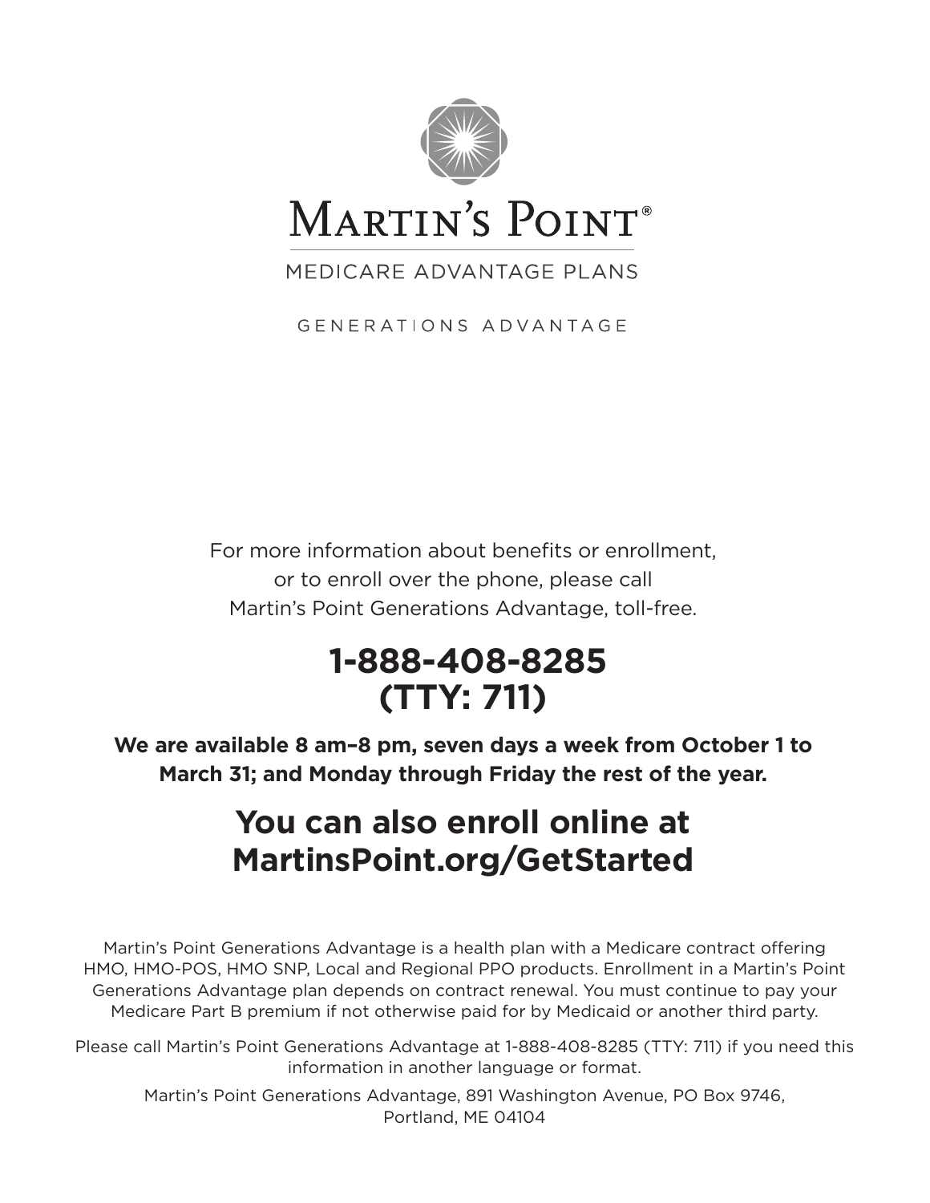# Martin's Point®

MEDICARE ADVANTAGE PLANS

GENERATIONS ADVANTAGE

For more information about benefits or enrollment, or to enroll over the phone, please call Martin's Point Generations Advantage, toll-free.

## 1-888-408-8285 (TTY: 711)

**We are available 8 am–8 pm, seven days a week from October 1 to March 31; and Monday through Friday the rest of the year.**

## You can also enroll online at MartinsPoint.org/GetStarted

Martin's Point Generations Advantage is a health plan with a Medicare contract offering HMO, HMO-POS, HMO SNP, Local and Regional PPO products. Enrollment in a Martin's Point Generations Advantage plan depends on contract renewal. You must continue to pay your Medicare Part B premium if not otherwise paid for by Medicaid or another third party.

Please call Martin's Point Generations Advantage at 1-888-408-8285 (TTY: 711) if you need this information in another language or format.

Martin's Point Generations Advantage, 891 Washington Avenue, PO Box 9746, Portland, ME 04104